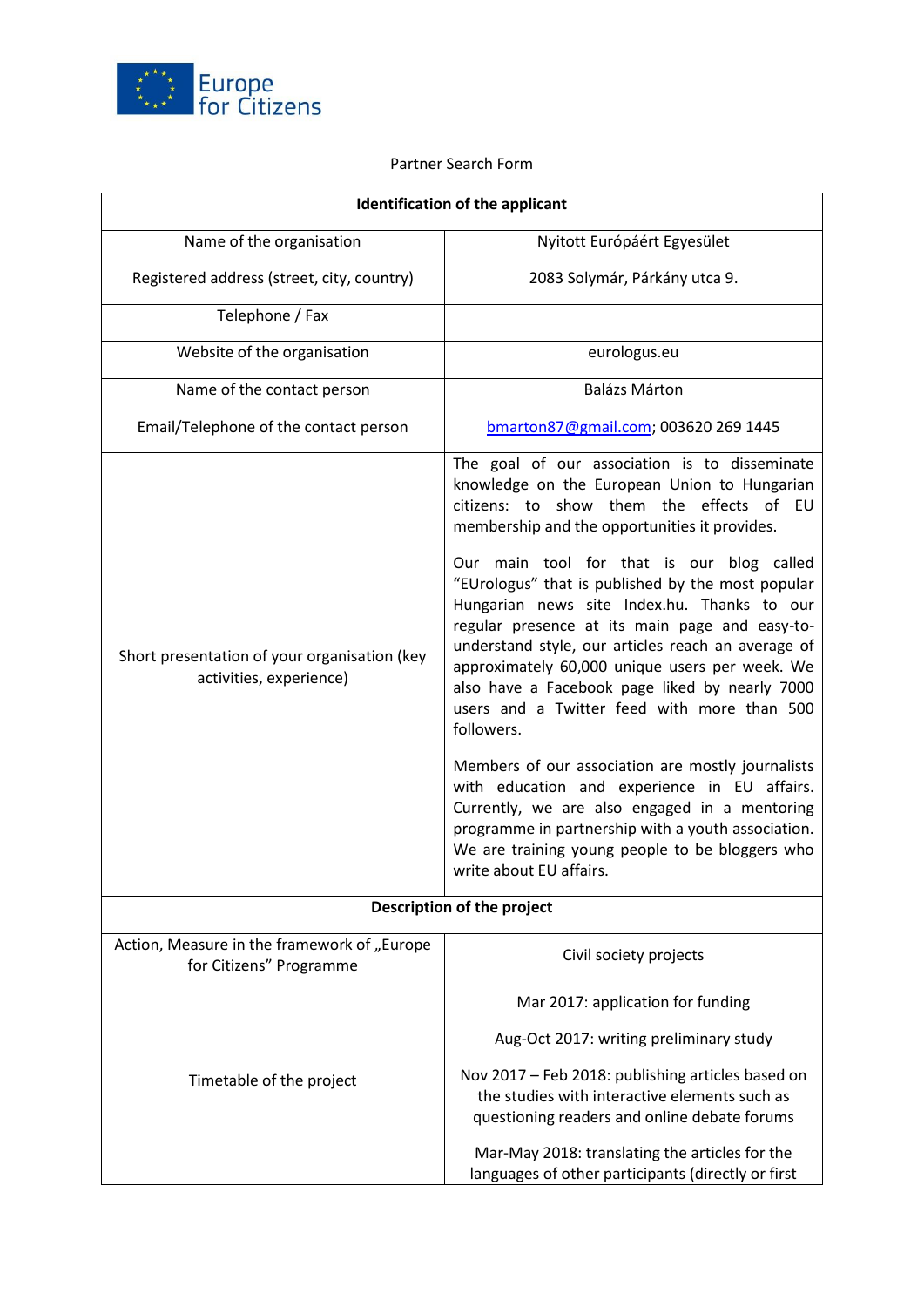Europe for Citizens

Partner Search Form

| Identification of the applicant | |
|---|---|
| Name of the organisation | Nyitott Európáért Egyesület |
| Registered address (street, city, country) | 2083 Solymár, Párkány utca 9. |
| Telephone / Fax | |
| Website of the organisation | eurologus.eu |
| Name of the contact person | Balázs Márton |
| Email/Telephone of the contact person | bmarton87@gmail.com; 003620 269 1445 |
| Short presentation of your organisation (key activities, experience) | The goal of our association is to disseminate knowledge on the European Union to Hungarian citizens: to show them the effects of EU membership and the opportunities it provides.<br><br>Our main tool for that is our blog called "EUrologus" that is published by the most popular Hungarian news site Index.hu. Thanks to our regular presence at its main page and easy-to-understand style, our articles reach an average of approximately 60,000 unique users per week. We also have a Facebook page liked by nearly 7000 users and a Twitter feed with more than 500 followers.<br><br>Members of our association are mostly journalists with education and experience in EU affairs. Currently, we are also engaged in a mentoring programme in partnership with a youth association. We are training young people to be bloggers who write about EU affairs. |
| **Description of the project** | |
| Action, Measure in the framework of „Europe for Citizens" Programme | Civil society projects |
| Timetable of the project | Mar 2017: application for funding<br><br>Aug-Oct 2017: writing preliminary study<br><br>Nov 2017 – Feb 2018: publishing articles based on the studies with interactive elements such as questioning readers and online debate forums<br><br>Mar-May 2018: translating the articles for the languages of other participants (directly or first |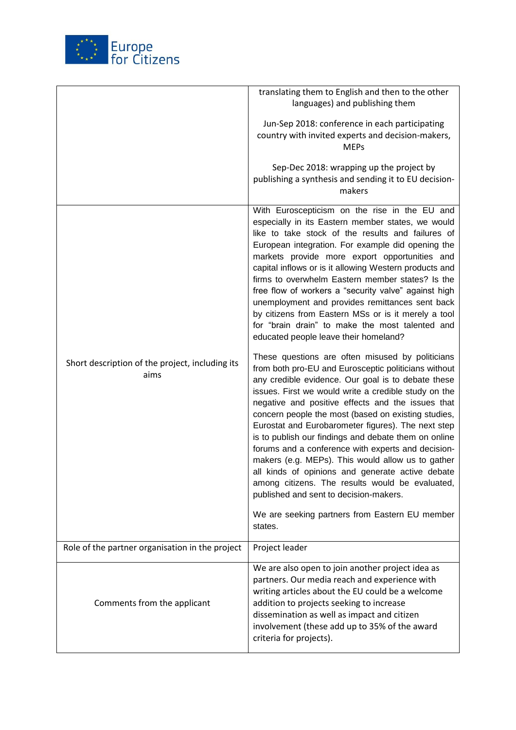| | |
|---|---|
| | translating them to English and then to the other languages) and publishing them<br><br>Jun-Sep 2018: conference in each participating country with invited experts and decision-makers, MEPs<br><br>Sep-Dec 2018: wrapping up the project by publishing a synthesis and sending it to EU decision-makers |
| Short description of the project, including its aims | With Euroscepticism on the rise in the EU and especially in its Eastern member states, we would like to take stock of the results and failures of European integration. For example did opening the markets provide more export opportunities and capital inflows or is it allowing Western products and firms to overwhelm Eastern member states? Is the free flow of workers a "security valve" against high unemployment and provides remittances sent back by citizens from Eastern MSs or is it merely a tool for "brain drain" to make the most talented and educated people leave their homeland?<br><br>These questions are often misused by politicians from both pro-EU and Eurosceptic politicians without any credible evidence. Our goal is to debate these issues. First we would write a credible study on the negative and positive effects and the issues that concern people the most (based on existing studies, Eurostat and Eurobarometer figures). The next step is to publish our findings and debate them on online forums and a conference with experts and decision-makers (e.g. MEPs). This would allow us to gather all kinds of opinions and generate active debate among citizens. The results would be evaluated, published and sent to decision-makers.<br><br>We are seeking partners from Eastern EU member states. |
| Role of the partner organisation in the project | Project leader |
| Comments from the applicant | We are also open to join another project idea as partners. Our media reach and experience with writing articles about the EU could be a welcome addition to projects seeking to increase dissemination as well as impact and citizen involvement (these add up to 35% of the award criteria for projects). |